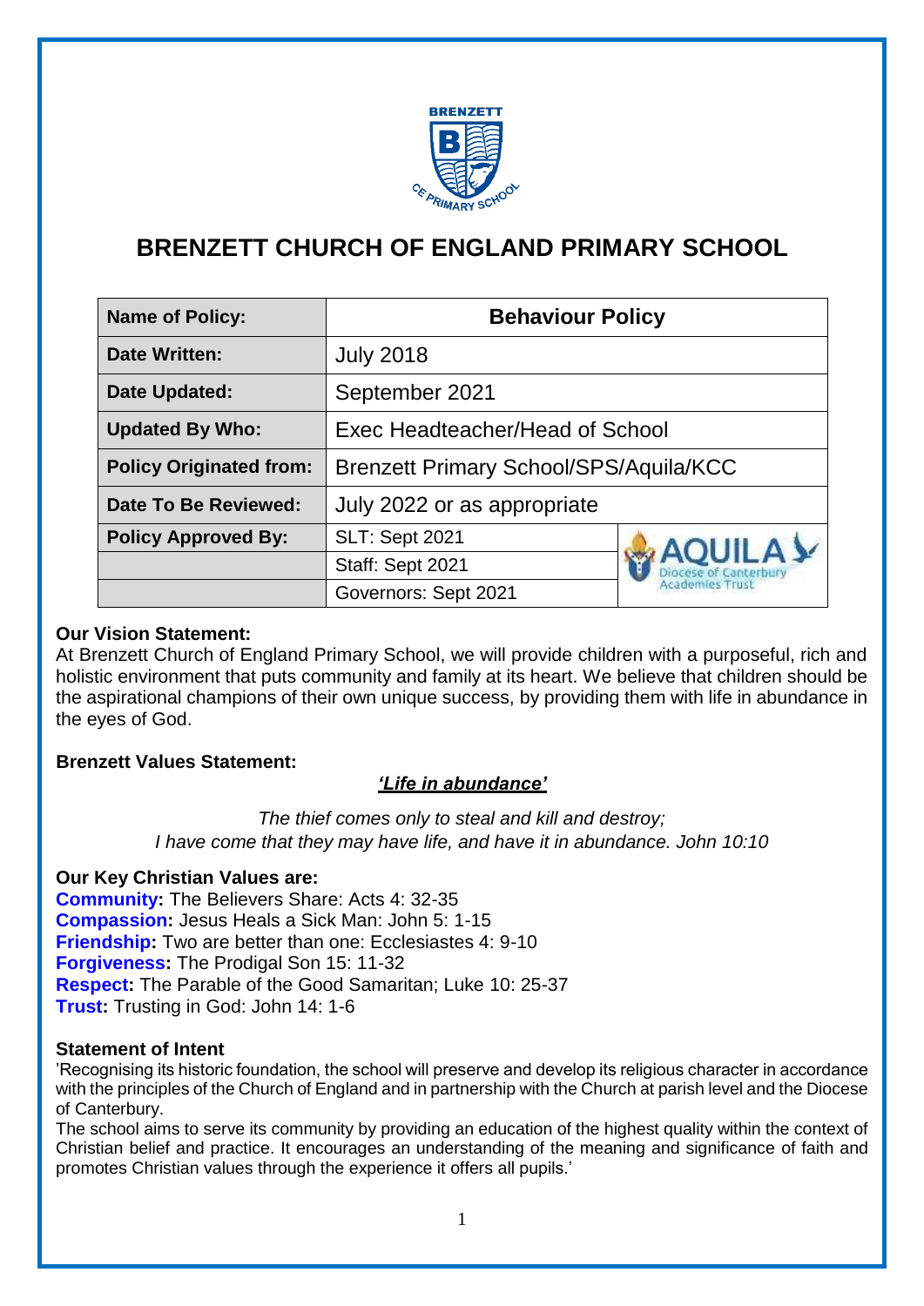# BRENZETT CHURCH OF ENGLAND PRIMARY SCHOOL

| Name of Policy: | Behaviour Policy | |
|---|---|---|
| Date Written: | July 2018 | |
| Date Updated: | September 2021 | |
| Updated By Who: | Exec Headteacher/Head of School | |
| Policy Originated from: | Brenzett Primary School/SPS/Aquila/KCC | |
| Date To Be Reviewed: | July 2022 or as appropriate | |
| Policy Approved By: | SLT: Sept 2021 | AQUILA Diocese of Canterbury Academies Trust |
| | Staff: Sept 2021 | |
| | Governors: Sept 2021 | |

**Our Vision Statement:**
At Brenzett Church of England Primary School, we will provide children with a purposeful, rich and holistic environment that puts community and family at its heart. We believe that children should be the aspirational champions of their own unique success, by providing them with life in abundance in the eyes of God.

**Brenzett Values Statement:**

***'Life in abundance'***

*The thief comes only to steal and kill and destroy;*
*I have come that they may have life, and have it in abundance. John 10:10*

**Our Key Christian Values are:**
**Community:** The Believers Share: Acts 4: 32-35
**Compassion:** Jesus Heals a Sick Man: John 5: 1-15
**Friendship:** Two are better than one: Ecclesiastes 4: 9-10
**Forgiveness:** The Prodigal Son 15: 11-32
**Respect:** The Parable of the Good Samaritan; Luke 10: 25-37
**Trust:** Trusting in God: John 14: 1-6

**Statement of Intent**
'Recognising its historic foundation, the school will preserve and develop its religious character in accordance with the principles of the Church of England and in partnership with the Church at parish level and the Diocese of Canterbury.
The school aims to serve its community by providing an education of the highest quality within the context of Christian belief and practice. It encourages an understanding of the meaning and significance of faith and promotes Christian values through the experience it offers all pupils.'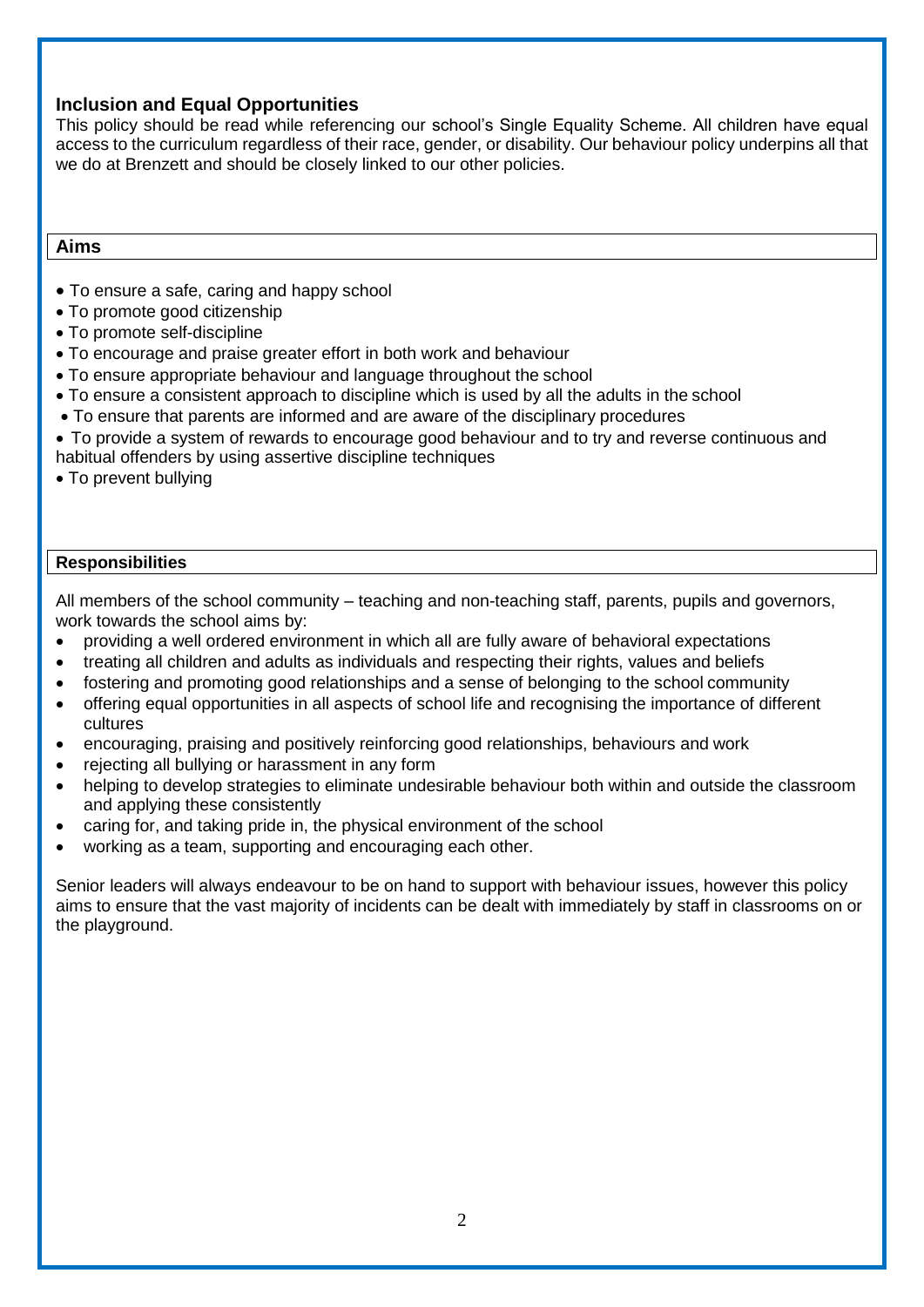## Inclusion and Equal Opportunities

This policy should be read while referencing our school's Single Equality Scheme. All children have equal access to the curriculum regardless of their race, gender, or disability. Our behaviour policy underpins all that we do at Brenzett and should be closely linked to our other policies.

## Aims

- To ensure a safe, caring and happy school
- To promote good citizenship
- To promote self-discipline
- To encourage and praise greater effort in both work and behaviour
- To ensure appropriate behaviour and language throughout the school
- To ensure a consistent approach to discipline which is used by all the adults in the school
- To ensure that parents are informed and are aware of the disciplinary procedures
- To provide a system of rewards to encourage good behaviour and to try and reverse continuous and habitual offenders by using assertive discipline techniques
- To prevent bullying

## Responsibilities

All members of the school community – teaching and non-teaching staff, parents, pupils and governors, work towards the school aims by:

- providing a well ordered environment in which all are fully aware of behavioral expectations
- treating all children and adults as individuals and respecting their rights, values and beliefs
- fostering and promoting good relationships and a sense of belonging to the school community
- offering equal opportunities in all aspects of school life and recognising the importance of different cultures
- encouraging, praising and positively reinforcing good relationships, behaviours and work
- rejecting all bullying or harassment in any form
- helping to develop strategies to eliminate undesirable behaviour both within and outside the classroom and applying these consistently
- caring for, and taking pride in, the physical environment of the school
- working as a team, supporting and encouraging each other.

Senior leaders will always endeavour to be on hand to support with behaviour issues, however this policy aims to ensure that the vast majority of incidents can be dealt with immediately by staff in classrooms on or the playground.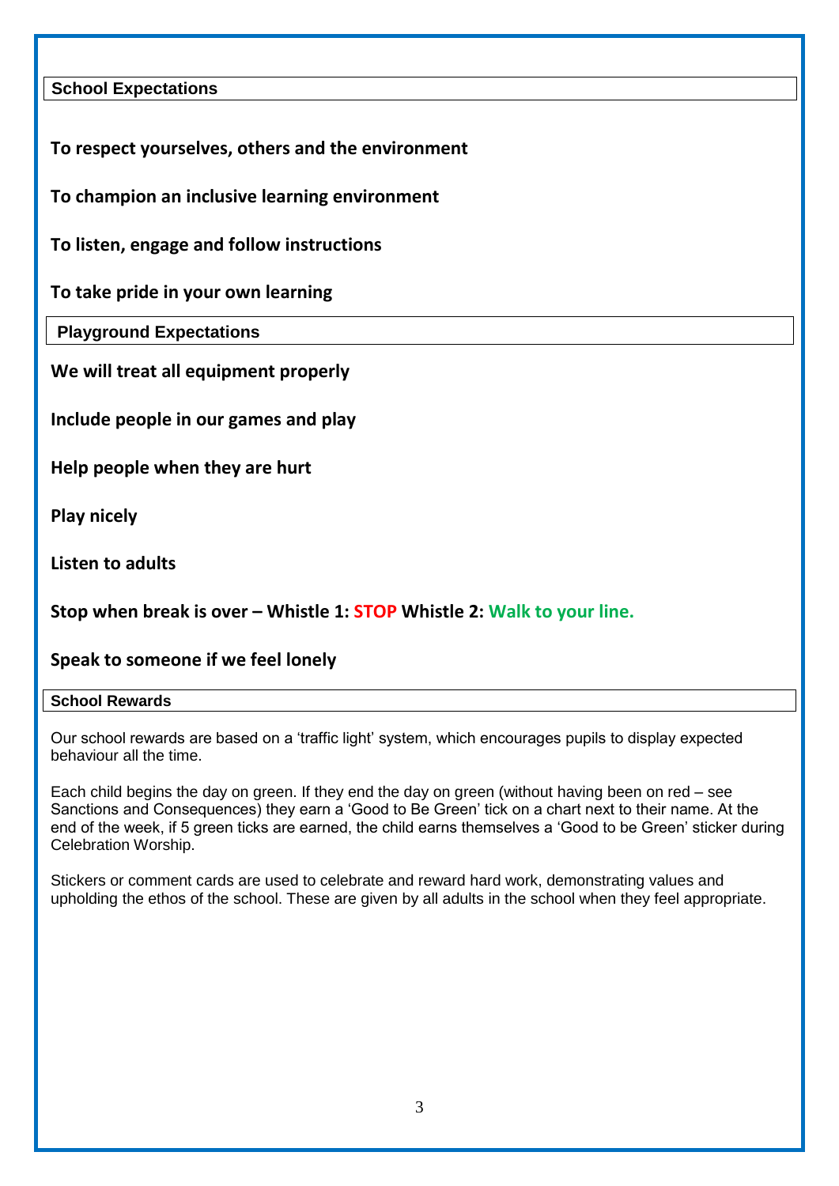## School Expectations

**To respect yourselves, others and the environment**

**To champion an inclusive learning environment**

**To listen, engage and follow instructions**

**To take pride in your own learning**

## Playground Expectations

**We will treat all equipment properly**

**Include people in our games and play**

**Help people when they are hurt**

**Play nicely**

**Listen to adults**

**Stop when break is over – Whistle 1: STOP Whistle 2: Walk to your line.**

**Speak to someone if we feel lonely**

## School Rewards

Our school rewards are based on a 'traffic light' system, which encourages pupils to display expected behaviour all the time.

Each child begins the day on green. If they end the day on green (without having been on red – see Sanctions and Consequences) they earn a 'Good to Be Green' tick on a chart next to their name. At the end of the week, if 5 green ticks are earned, the child earns themselves a 'Good to be Green' sticker during Celebration Worship.

Stickers or comment cards are used to celebrate and reward hard work, demonstrating values and upholding the ethos of the school. These are given by all adults in the school when they feel appropriate.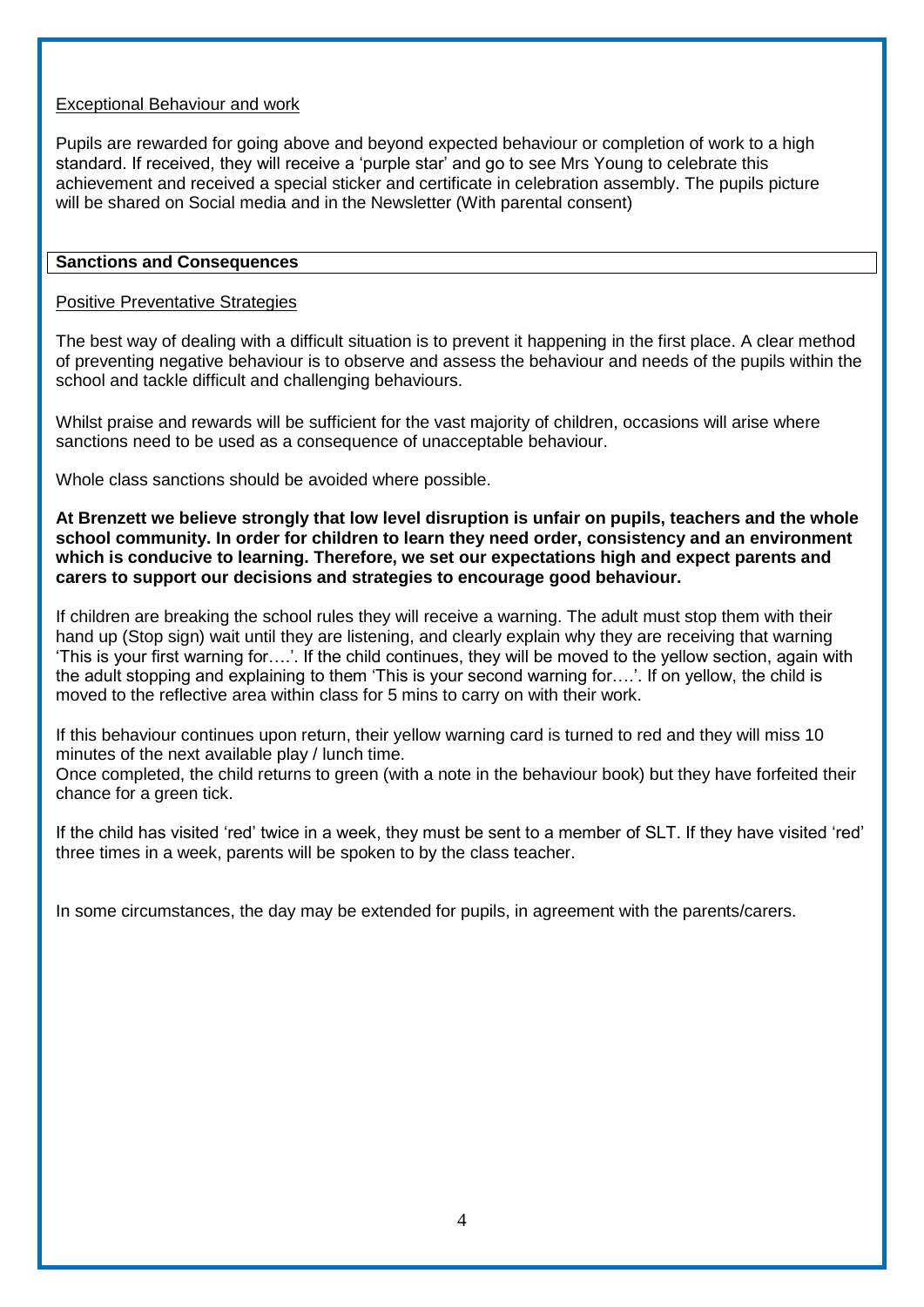<u>Exceptional Behaviour and work</u>

Pupils are rewarded for going above and beyond expected behaviour or completion of work to a high standard. If received, they will receive a 'purple star' and go to see Mrs Young to celebrate this achievement and received a special sticker and certificate in celebration assembly. The pupils picture will be shared on Social media and in the Newsletter (With parental consent)

## Sanctions and Consequences

<u>Positive Preventative Strategies</u>

The best way of dealing with a difficult situation is to prevent it happening in the first place. A clear method of preventing negative behaviour is to observe and assess the behaviour and needs of the pupils within the school and tackle difficult and challenging behaviours.

Whilst praise and rewards will be sufficient for the vast majority of children, occasions will arise where sanctions need to be used as a consequence of unacceptable behaviour.

Whole class sanctions should be avoided where possible.

**At Brenzett we believe strongly that low level disruption is unfair on pupils, teachers and the whole school community. In order for children to learn they need order, consistency and an environment which is conducive to learning. Therefore, we set our expectations high and expect parents and carers to support our decisions and strategies to encourage good behaviour.**

If children are breaking the school rules they will receive a warning. The adult must stop them with their hand up (Stop sign) wait until they are listening, and clearly explain why they are receiving that warning 'This is your first warning for….'. If the child continues, they will be moved to the yellow section, again with the adult stopping and explaining to them 'This is your second warning for….'. If on yellow, the child is moved to the reflective area within class for 5 mins to carry on with their work.

If this behaviour continues upon return, their yellow warning card is turned to red and they will miss 10 minutes of the next available play / lunch time.
Once completed, the child returns to green (with a note in the behaviour book) but they have forfeited their chance for a green tick.

If the child has visited 'red' twice in a week, they must be sent to a member of SLT. If they have visited 'red' three times in a week, parents will be spoken to by the class teacher.

In some circumstances, the day may be extended for pupils, in agreement with the parents/carers.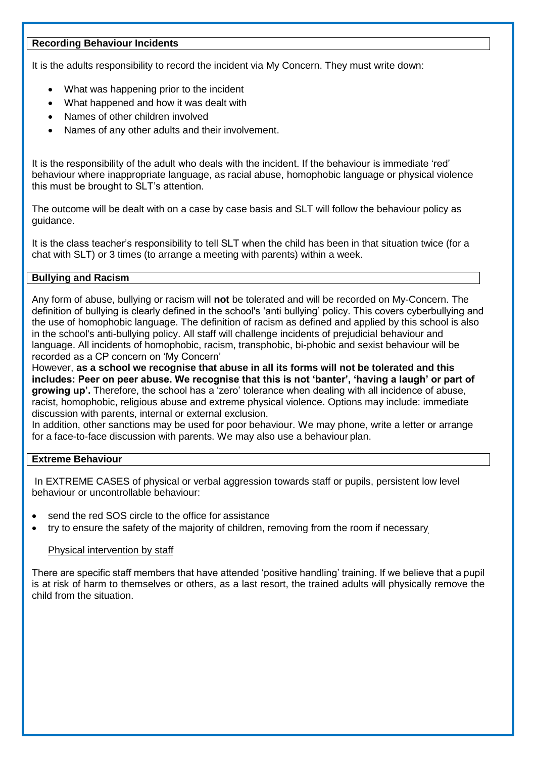## Recording Behaviour Incidents

It is the adults responsibility to record the incident via My Concern. They must write down:

- What was happening prior to the incident
- What happened and how it was dealt with
- Names of other children involved
- Names of any other adults and their involvement.

It is the responsibility of the adult who deals with the incident. If the behaviour is immediate 'red' behaviour where inappropriate language, as racial abuse, homophobic language or physical violence this must be brought to SLT's attention.

The outcome will be dealt with on a case by case basis and SLT will follow the behaviour policy as guidance.

It is the class teacher's responsibility to tell SLT when the child has been in that situation twice (for a chat with SLT) or 3 times (to arrange a meeting with parents) within a week.

## Bullying and Racism

Any form of abuse, bullying or racism will **not** be tolerated and will be recorded on My-Concern. The definition of bullying is clearly defined in the school's 'anti bullying' policy. This covers cyberbullying and the use of homophobic language. The definition of racism as defined and applied by this school is also in the school's anti-bullying policy. All staff will challenge incidents of prejudicial behaviour and language. All incidents of homophobic, racism, transphobic, bi-phobic and sexist behaviour will be recorded as a CP concern on 'My Concern'

However, **as a school we recognise that abuse in all its forms will not be tolerated and this includes: Peer on peer abuse. We recognise that this is not 'banter', 'having a laugh' or part of growing up'.** Therefore, the school has a 'zero' tolerance when dealing with all incidence of abuse, racist, homophobic, religious abuse and extreme physical violence. Options may include: immediate discussion with parents, internal or external exclusion.

In addition, other sanctions may be used for poor behaviour. We may phone, write a letter or arrange for a face-to-face discussion with parents. We may also use a behaviour plan.

## Extreme Behaviour

In EXTREME CASES of physical or verbal aggression towards staff or pupils, persistent low level behaviour or uncontrollable behaviour:

- send the red SOS circle to the office for assistance
- try to ensure the safety of the majority of children, removing from the room if necessary

Physical intervention by staff

There are specific staff members that have attended 'positive handling' training. If we believe that a pupil is at risk of harm to themselves or others, as a last resort, the trained adults will physically remove the child from the situation.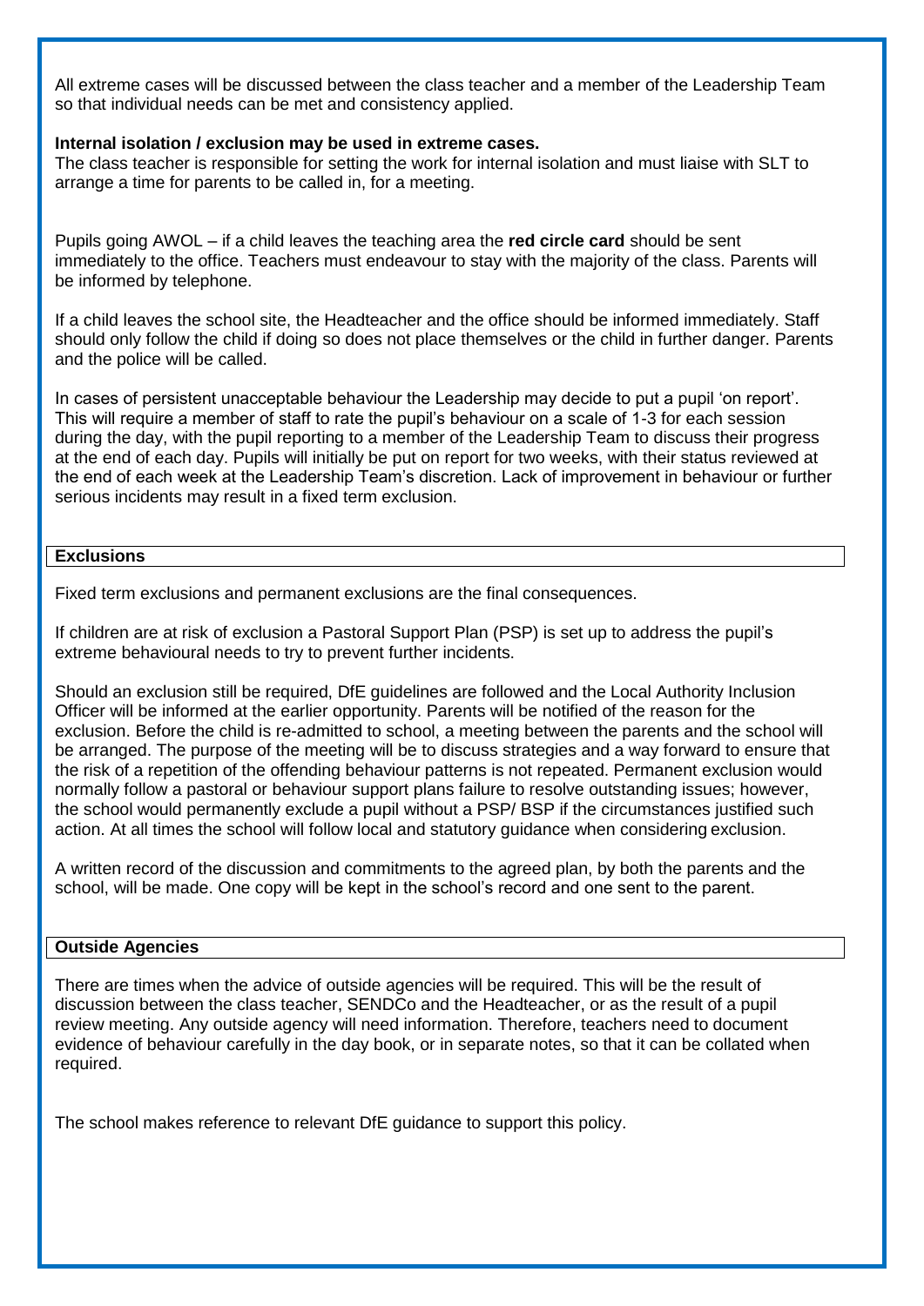All extreme cases will be discussed between the class teacher and a member of the Leadership Team so that individual needs can be met and consistency applied.

**Internal isolation / exclusion may be used in extreme cases.**
The class teacher is responsible for setting the work for internal isolation and must liaise with SLT to arrange a time for parents to be called in, for a meeting.

Pupils going AWOL – if a child leaves the teaching area the **red circle card** should be sent immediately to the office. Teachers must endeavour to stay with the majority of the class. Parents will be informed by telephone.

If a child leaves the school site, the Headteacher and the office should be informed immediately. Staff should only follow the child if doing so does not place themselves or the child in further danger. Parents and the police will be called.

In cases of persistent unacceptable behaviour the Leadership may decide to put a pupil 'on report'. This will require a member of staff to rate the pupil's behaviour on a scale of 1-3 for each session during the day, with the pupil reporting to a member of the Leadership Team to discuss their progress at the end of each day. Pupils will initially be put on report for two weeks, with their status reviewed at the end of each week at the Leadership Team's discretion. Lack of improvement in behaviour or further serious incidents may result in a fixed term exclusion.

## Exclusions

Fixed term exclusions and permanent exclusions are the final consequences.

If children are at risk of exclusion a Pastoral Support Plan (PSP) is set up to address the pupil's extreme behavioural needs to try to prevent further incidents.

Should an exclusion still be required, DfE guidelines are followed and the Local Authority Inclusion Officer will be informed at the earlier opportunity. Parents will be notified of the reason for the exclusion. Before the child is re-admitted to school, a meeting between the parents and the school will be arranged. The purpose of the meeting will be to discuss strategies and a way forward to ensure that the risk of a repetition of the offending behaviour patterns is not repeated. Permanent exclusion would normally follow a pastoral or behaviour support plans failure to resolve outstanding issues; however, the school would permanently exclude a pupil without a PSP/ BSP if the circumstances justified such action. At all times the school will follow local and statutory guidance when considering exclusion.

A written record of the discussion and commitments to the agreed plan, by both the parents and the school, will be made. One copy will be kept in the school's record and one sent to the parent.

## Outside Agencies

There are times when the advice of outside agencies will be required. This will be the result of discussion between the class teacher, SENDCo and the Headteacher, or as the result of a pupil review meeting. Any outside agency will need information. Therefore, teachers need to document evidence of behaviour carefully in the day book, or in separate notes, so that it can be collated when required.

The school makes reference to relevant DfE guidance to support this policy.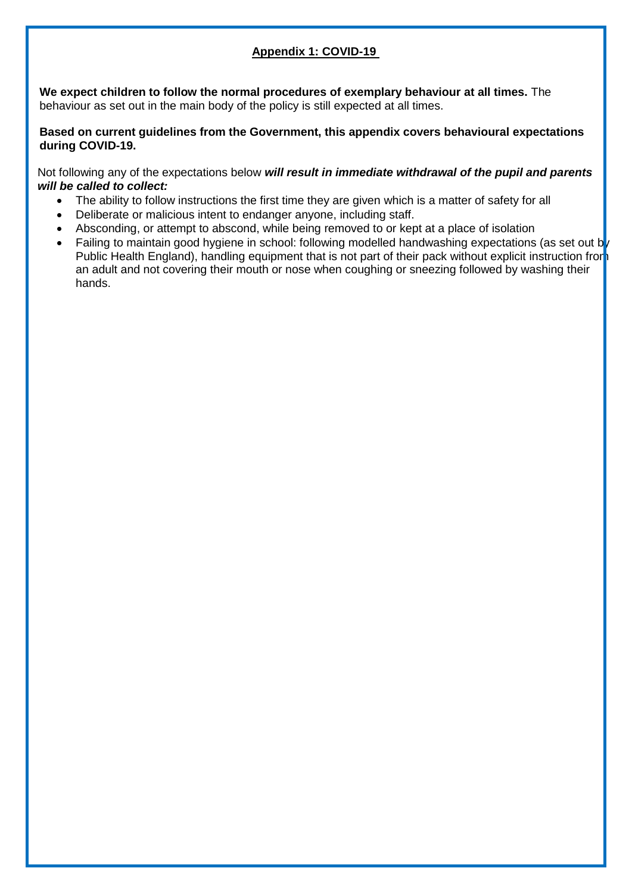## Appendix 1: COVID-19

**We expect children to follow the normal procedures of exemplary behaviour at all times.** The behaviour as set out in the main body of the policy is still expected at all times.

**Based on current guidelines from the Government, this appendix covers behavioural expectations during COVID-19.**

Not following any of the expectations below ***will result in immediate withdrawal of the pupil and parents will be called to collect:***

- The ability to follow instructions the first time they are given which is a matter of safety for all
- Deliberate or malicious intent to endanger anyone, including staff.
- Absconding, or attempt to abscond, while being removed to or kept at a place of isolation
- Failing to maintain good hygiene in school: following modelled handwashing expectations (as set out by Public Health England), handling equipment that is not part of their pack without explicit instruction from an adult and not covering their mouth or nose when coughing or sneezing followed by washing their hands.